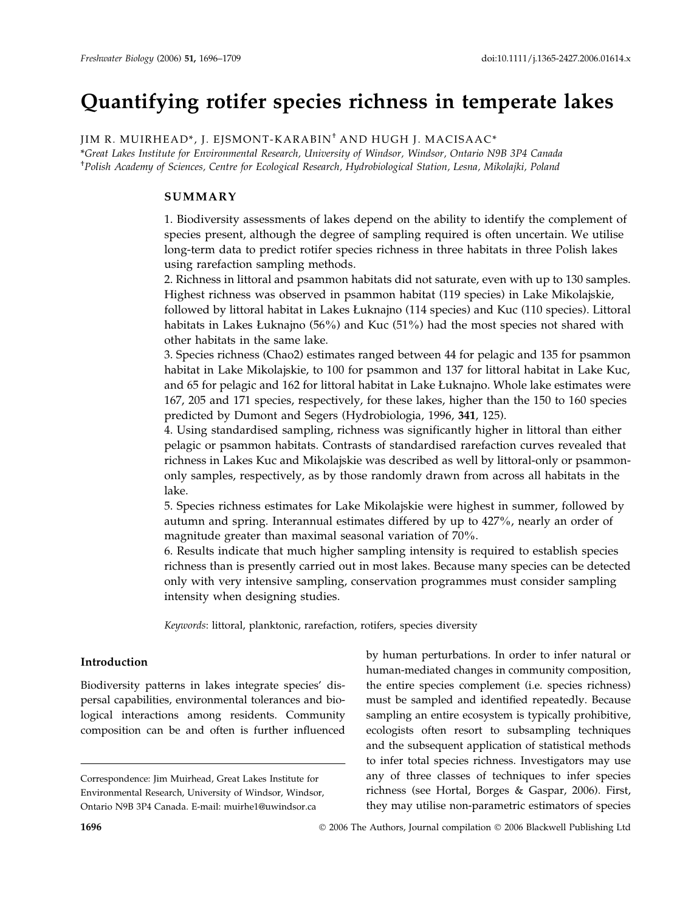# Quantifying rotifer species richness in temperate lakes

JIM R. MUIRHEAD*, J. EJSMONT-KARABIN[†] AND HUGH J. MACISAAC*

*Great Lakes Institute for Environmental Research, University of Windsor, Windsor, Ontario N9B 3P4 Canada

[†]Polish Academy of Sciences, Centre for Ecological Research, Hydrobiological Station, Lesna, Mikolajki, Poland

## SUMMARY

1. Biodiversity assessments of lakes depend on the ability to identify the complement of species present, although the degree of sampling required is often uncertain. We utilise long-term data to predict rotifer species richness in three habitats in three Polish lakes using rarefaction sampling methods.

2. Richness in littoral and psammon habitats did not saturate, even with up to 130 samples. Highest richness was observed in psammon habitat (119 species) in Lake Mikolajskie, followed by littoral habitat in Lakes Łuknajno (114 species) and Kuc (110 species). Littoral habitats in Lakes Łuknajno (56%) and Kuc (51%) had the most species not shared with other habitats in the same lake.

3. Species richness (Chao2) estimates ranged between 44 for pelagic and 135 for psammon habitat in Lake Mikolajskie, to 100 for psammon and 137 for littoral habitat in Lake Kuc, and 65 for pelagic and 162 for littoral habitat in Lake Łuknajno. Whole lake estimates were 167, 205 and 171 species, respectively, for these lakes, higher than the 150 to 160 species predicted by Dumont and Segers (Hydrobiologia, 1996, **341**, 125).

4. Using standardised sampling, richness was significantly higher in littoral than either pelagic or psammon habitats. Contrasts of standardised rarefaction curves revealed that richness in Lakes Kuc and Mikolajskie was described as well by littoral-only or psammon-only samples, respectively, as by those randomly drawn from across all habitats in the lake.

5. Species richness estimates for Lake Mikolajskie were highest in summer, followed by autumn and spring. Interannual estimates differed by up to 427%, nearly an order of magnitude greater than maximal seasonal variation of 70%.

6. Results indicate that much higher sampling intensity is required to establish species richness than is presently carried out in most lakes. Because many species can be detected only with very intensive sampling, conservation programmes must consider sampling intensity when designing studies.

*Keywords*: littoral, planktonic, rarefaction, rotifers, species diversity

## Introduction

Biodiversity patterns in lakes integrate species' dispersal capabilities, environmental tolerances and biological interactions among residents. Community composition can be and often is further influenced by human perturbations. In order to infer natural or human-mediated changes in community composition, the entire species complement (i.e. species richness) must be sampled and identified repeatedly. Because sampling an entire ecosystem is typically prohibitive, ecologists often resort to subsampling techniques and the subsequent application of statistical methods to infer total species richness. Investigators may use any of three classes of techniques to infer species richness (see Hortal, Borges & Gaspar, 2006). First, they may utilise non-parametric estimators of species

Correspondence: Jim Muirhead, Great Lakes Institute for Environmental Research, University of Windsor, Windsor, Ontario N9B 3P4 Canada. E-mail: muirhe1@uwindsor.ca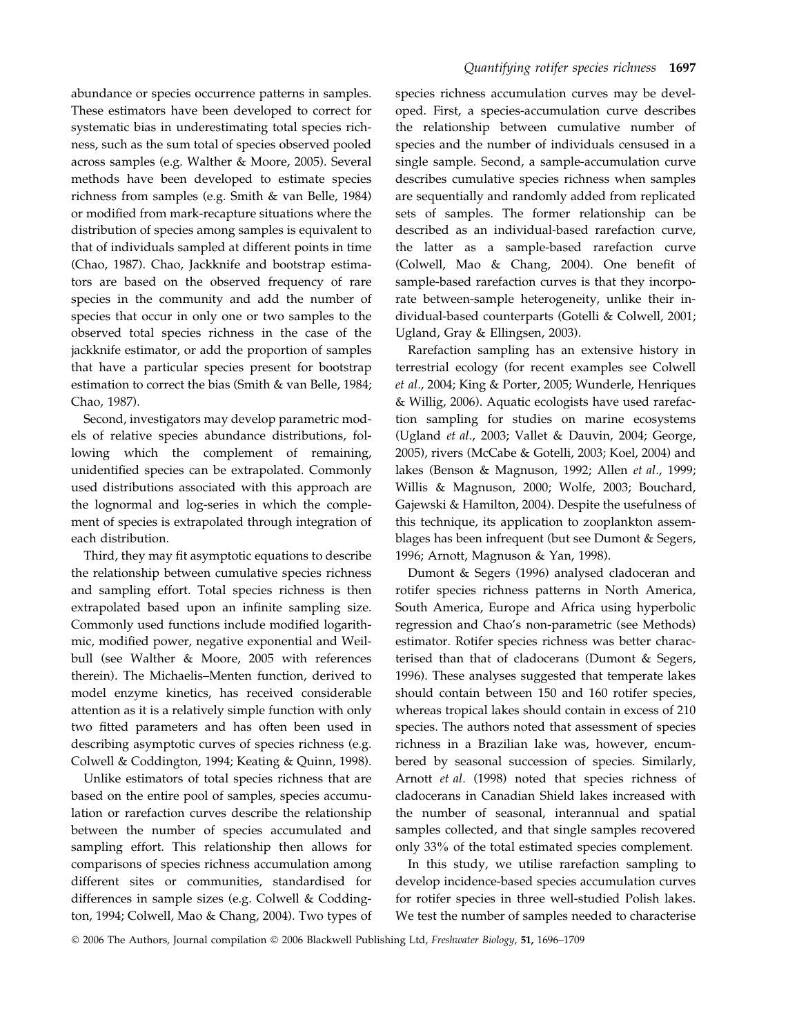abundance or species occurrence patterns in samples. These estimators have been developed to correct for systematic bias in underestimating total species richness, such as the sum total of species observed pooled across samples (e.g. Walther & Moore, 2005). Several methods have been developed to estimate species richness from samples (e.g. Smith & van Belle, 1984) or modified from mark-recapture situations where the distribution of species among samples is equivalent to that of individuals sampled at different points in time (Chao, 1987). Chao, Jackknife and bootstrap estimators are based on the observed frequency of rare species in the community and add the number of species that occur in only one or two samples to the observed total species richness in the case of the jackknife estimator, or add the proportion of samples that have a particular species present for bootstrap estimation to correct the bias (Smith & van Belle, 1984; Chao, 1987).

Second, investigators may develop parametric models of relative species abundance distributions, following which the complement of remaining, unidentified species can be extrapolated. Commonly used distributions associated with this approach are the lognormal and log-series in which the complement of species is extrapolated through integration of each distribution.

Third, they may fit asymptotic equations to describe the relationship between cumulative species richness and sampling effort. Total species richness is then extrapolated based upon an infinite sampling size. Commonly used functions include modified logarithmic, modified power, negative exponential and Weilbull (see Walther & Moore, 2005 with references therein). The Michaelis–Menten function, derived to model enzyme kinetics, has received considerable attention as it is a relatively simple function with only two fitted parameters and has often been used in describing asymptotic curves of species richness (e.g. Colwell & Coddington, 1994; Keating & Quinn, 1998).

Unlike estimators of total species richness that are based on the entire pool of samples, species accumulation or rarefaction curves describe the relationship between the number of species accumulated and sampling effort. This relationship then allows for comparisons of species richness accumulation among different sites or communities, standardised for differences in sample sizes (e.g. Colwell & Coddington, 1994; Colwell, Mao & Chang, 2004). Two types of species richness accumulation curves may be developed. First, a species-accumulation curve describes the relationship between cumulative number of species and the number of individuals censused in a single sample. Second, a sample-accumulation curve describes cumulative species richness when samples are sequentially and randomly added from replicated sets of samples. The former relationship can be described as an individual-based rarefaction curve, the latter as a sample-based rarefaction curve (Colwell, Mao & Chang, 2004). One benefit of sample-based rarefaction curves is that they incorporate between-sample heterogeneity, unlike their individual-based counterparts (Gotelli & Colwell, 2001; Ugland, Gray & Ellingsen, 2003).

Rarefaction sampling has an extensive history in terrestrial ecology (for recent examples see Colwell *et al*., 2004; King & Porter, 2005; Wunderle, Henriques & Willig, 2006). Aquatic ecologists have used rarefaction sampling for studies on marine ecosystems (Ugland *et al*., 2003; Vallet & Dauvin, 2004; George, 2005), rivers (McCabe & Gotelli, 2003; Koel, 2004) and lakes (Benson & Magnuson, 1992; Allen *et al*., 1999; Willis & Magnuson, 2000; Wolfe, 2003; Bouchard, Gajewski & Hamilton, 2004). Despite the usefulness of this technique, its application to zooplankton assemblages has been infrequent (but see Dumont & Segers, 1996; Arnott, Magnuson & Yan, 1998).

Dumont & Segers (1996) analysed cladoceran and rotifer species richness patterns in North America, South America, Europe and Africa using hyperbolic regression and Chao's non-parametric (see Methods) estimator. Rotifer species richness was better characterised than that of cladocerans (Dumont & Segers, 1996). These analyses suggested that temperate lakes should contain between 150 and 160 rotifer species, whereas tropical lakes should contain in excess of 210 species. The authors noted that assessment of species richness in a Brazilian lake was, however, encumbered by seasonal succession of species. Similarly, Arnott *et al*. (1998) noted that species richness of cladocerans in Canadian Shield lakes increased with the number of seasonal, interannual and spatial samples collected, and that single samples recovered only 33% of the total estimated species complement.

In this study, we utilise rarefaction sampling to develop incidence-based species accumulation curves for rotifer species in three well-studied Polish lakes. We test the number of samples needed to characterise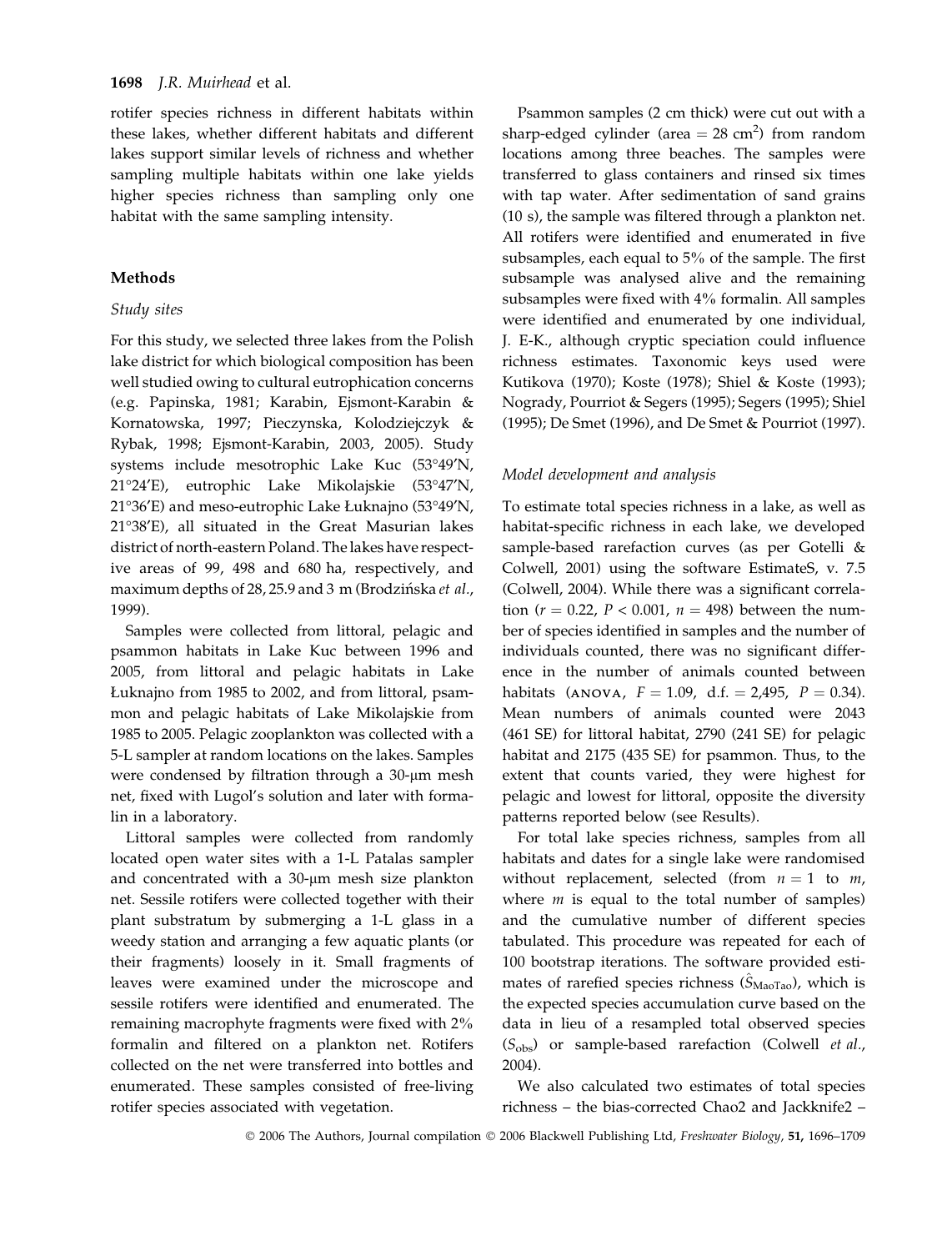rotifer species richness in different habitats within these lakes, whether different habitats and different lakes support similar levels of richness and whether sampling multiple habitats within one lake yields higher species richness than sampling only one habitat with the same sampling intensity.

## Methods

### Study sites

For this study, we selected three lakes from the Polish lake district for which biological composition has been well studied owing to cultural eutrophication concerns (e.g. Papinska, 1981; Karabin, Ejsmont-Karabin & Kornatowska, 1997; Pieczynska, Kolodziejczyk & Rybak, 1998; Ejsmont-Karabin, 2003, 2005). Study systems include mesotrophic Lake Kuc (53°49′N, 21°24′E), eutrophic Lake Mikolajskie (53°47′N, 21°36′E) and meso-eutrophic Lake Łuknajno (53°49′N, 21°38′E), all situated in the Great Masurian lakes district of north-eastern Poland. The lakes have respective areas of 99, 498 and 680 ha, respectively, and maximum depths of 28, 25.9 and 3 m (Brodzińska *et al.*, 1999).

Samples were collected from littoral, pelagic and psammon habitats in Lake Kuc between 1996 and 2005, from littoral and pelagic habitats in Lake Łuknajno from 1985 to 2002, and from littoral, psammon and pelagic habitats of Lake Mikolajskie from 1985 to 2005. Pelagic zooplankton was collected with a 5-L sampler at random locations on the lakes. Samples were condensed by filtration through a 30-μm mesh net, fixed with Lugol's solution and later with formalin in a laboratory.

Littoral samples were collected from randomly located open water sites with a 1-L Patalas sampler and concentrated with a 30-μm mesh size plankton net. Sessile rotifers were collected together with their plant substratum by submerging a 1-L glass in a weedy station and arranging a few aquatic plants (or their fragments) loosely in it. Small fragments of leaves were examined under the microscope and sessile rotifers were identified and enumerated. The remaining macrophyte fragments were fixed with 2% formalin and filtered on a plankton net. Rotifers collected on the net were transferred into bottles and enumerated. These samples consisted of free-living rotifer species associated with vegetation.

Psammon samples (2 cm thick) were cut out with a sharp-edged cylinder (area = 28 $cm^2$) from random locations among three beaches. The samples were transferred to glass containers and rinsed six times with tap water. After sedimentation of sand grains (10 s), the sample was filtered through a plankton net. All rotifers were identified and enumerated in five subsamples, each equal to 5% of the sample. The first subsample was analysed alive and the remaining subsamples were fixed with 4% formalin. All samples were identified and enumerated by one individual, J. E-K., although cryptic speciation could influence richness estimates. Taxonomic keys used were Kutikova (1970); Koste (1978); Shiel & Koste (1993); Nogrady, Pourriot & Segers (1995); Segers (1995); Shiel (1995); De Smet (1996), and De Smet & Pourriot (1997).

### Model development and analysis

To estimate total species richness in a lake, as well as habitat-specific richness in each lake, we developed sample-based rarefaction curves (as per Gotelli & Colwell, 2001) using the software EstimateS, v. 7.5 (Colwell, 2004). While there was a significant correlation ($r = 0.22$, $P < 0.001$, $n = 498$) between the number of species identified in samples and the number of individuals counted, there was no significant difference in the number of animals counted between habitats (ANOVA, $F = 1.09$, d.f. = 2,495, $P = 0.34$). Mean numbers of animals counted were 2043 (461 SE) for littoral habitat, 2790 (241 SE) for pelagic habitat and 2175 (435 SE) for psammon. Thus, to the extent that counts varied, they were highest for pelagic and lowest for littoral, opposite the diversity patterns reported below (see Results).

For total lake species richness, samples from all habitats and dates for a single lake were randomised without replacement, selected (from $n = 1$ to $m$, where $m$ is equal to the total number of samples) and the cumulative number of different species tabulated. This procedure was repeated for each of 100 bootstrap iterations. The software provided estimates of rarefied species richness ($\hat{S}_{MaoTao}$), which is the expected species accumulation curve based on the data in lieu of a resampled total observed species ($S_{obs}$) or sample-based rarefaction (Colwell *et al.*, 2004).

We also calculated two estimates of total species richness – the bias-corrected Chao2 and Jackknife2 –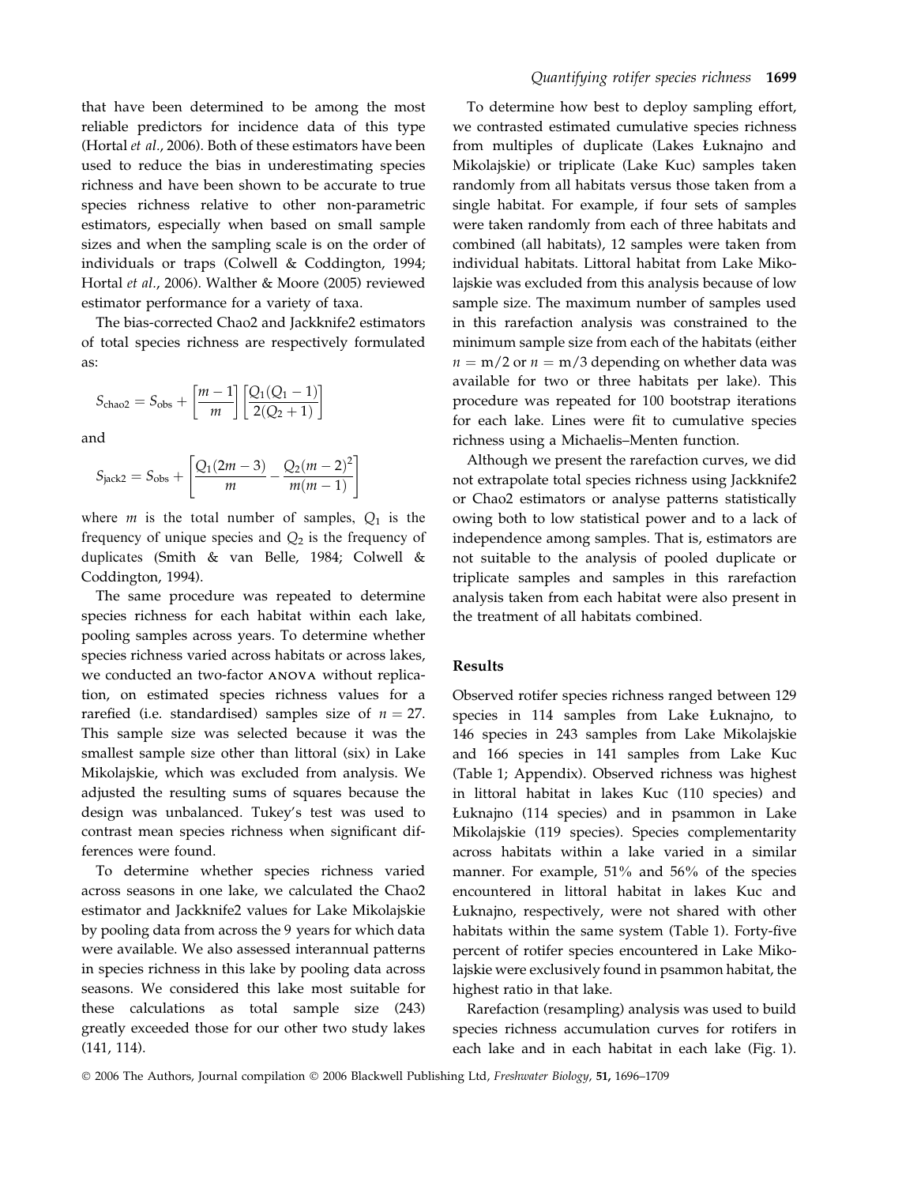that have been determined to be among the most reliable predictors for incidence data of this type (Hortal *et al*., 2006). Both of these estimators have been used to reduce the bias in underestimating species richness and have been shown to be accurate to true species richness relative to other non-parametric estimators, especially when based on small sample sizes and when the sampling scale is on the order of individuals or traps (Colwell & Coddington, 1994; Hortal *et al*., 2006). Walther & Moore (2005) reviewed estimator performance for a variety of taxa.

The bias-corrected Chao2 and Jackknife2 estimators of total species richness are respectively formulated as:

$$S_{\text{chao2}} = S_{\text{obs}} + \left[\frac{m-1}{m}\right]\left[\frac{Q_1(Q_1-1)}{2(Q_2+1)}\right]$$

and

$$S_{\text{jack2}} = S_{\text{obs}} + \left[\frac{Q_1(2m-3)}{m} - \frac{Q_2(m-2)^2}{m(m-1)}\right]$$

where $m$ is the total number of samples, $Q_1$ is the frequency of unique species and $Q_2$ is the frequency of duplicates (Smith & van Belle, 1984; Colwell & Coddington, 1994).

The same procedure was repeated to determine species richness for each habitat within each lake, pooling samples across years. To determine whether species richness varied across habitats or across lakes, we conducted an two-factor ANOVA without replication, on estimated species richness values for a rarefied (i.e. standardised) samples size of $n = 27$. This sample size was selected because it was the smallest sample size other than littoral (six) in Lake Mikolajskie, which was excluded from analysis. We adjusted the resulting sums of squares because the design was unbalanced. Tukey's test was used to contrast mean species richness when significant differences were found.

To determine whether species richness varied across seasons in one lake, we calculated the Chao2 estimator and Jackknife2 values for Lake Mikolajskie by pooling data from across the 9 years for which data were available. We also assessed interannual patterns in species richness in this lake by pooling data across seasons. We considered this lake most suitable for these calculations as total sample size (243) greatly exceeded those for our other two study lakes (141, 114).

To determine how best to deploy sampling effort, we contrasted estimated cumulative species richness from multiples of duplicate (Lakes Łuknajno and Mikolajskie) or triplicate (Lake Kuc) samples taken randomly from all habitats versus those taken from a single habitat. For example, if four sets of samples were taken randomly from each of three habitats and combined (all habitats), 12 samples were taken from individual habitats. Littoral habitat from Lake Mikolajskie was excluded from this analysis because of low sample size. The maximum number of samples used in this rarefaction analysis was constrained to the minimum sample size from each of the habitats (either $n = m/2$ or $n = m/3$ depending on whether data was available for two or three habitats per lake). This procedure was repeated for 100 bootstrap iterations for each lake. Lines were fit to cumulative species richness using a Michaelis–Menten function.

Although we present the rarefaction curves, we did not extrapolate total species richness using Jackknife2 or Chao2 estimators or analyse patterns statistically owing both to low statistical power and to a lack of independence among samples. That is, estimators are not suitable to the analysis of pooled duplicate or triplicate samples and samples in this rarefaction analysis taken from each habitat were also present in the treatment of all habitats combined.

## Results

Observed rotifer species richness ranged between 129 species in 114 samples from Lake Łuknajno, to 146 species in 243 samples from Lake Mikolajskie and 166 species in 141 samples from Lake Kuc (Table 1; Appendix). Observed richness was highest in littoral habitat in lakes Kuc (110 species) and Łuknajno (114 species) and in psammon in Lake Mikolajskie (119 species). Species complementarity across habitats within a lake varied in a similar manner. For example, 51% and 56% of the species encountered in littoral habitat in lakes Kuc and Łuknajno, respectively, were not shared with other habitats within the same system (Table 1). Forty-five percent of rotifer species encountered in Lake Mikolajskie were exclusively found in psammon habitat, the highest ratio in that lake.

Rarefaction (resampling) analysis was used to build species richness accumulation curves for rotifers in each lake and in each habitat in each lake (Fig. 1).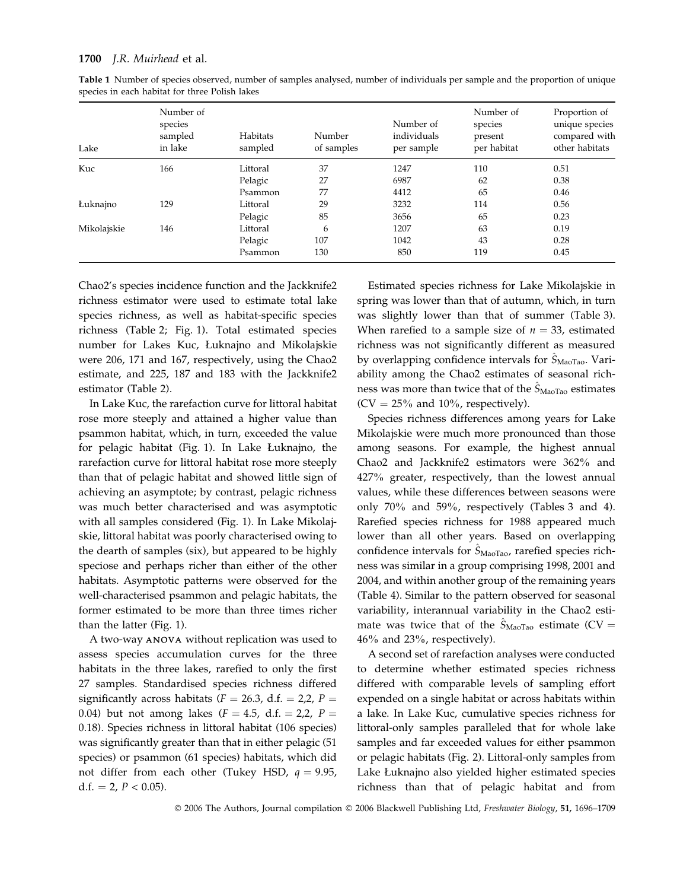**Table 1** Number of species observed, number of samples analysed, number of individuals per sample and the proportion of unique species in each habitat for three Polish lakes

| Lake | Number of species sampled in lake | Habitats sampled | Number of samples | Number of individuals per sample | Number of species present per habitat | Proportion of unique species compared with other habitats |
|---|---|---|---|---|---|---|
| Kuc | 166 | Littoral | 37 | 1247 | 110 | 0.51 |
| | | Pelagic | 27 | 6987 | 62 | 0.38 |
| | | Psammon | 77 | 4412 | 65 | 0.46 |
| Łuknajno | 129 | Littoral | 29 | 3232 | 114 | 0.56 |
| | | Pelagic | 85 | 3656 | 65 | 0.23 |
| Mikolajskie | 146 | Littoral | 6 | 1207 | 63 | 0.19 |
| | | Pelagic | 107 | 1042 | 43 | 0.28 |
| | | Psammon | 130 | 850 | 119 | 0.45 |

Chao2's species incidence function and the Jackknife2 richness estimator were used to estimate total lake species richness, as well as habitat-specific species richness (Table 2; Fig. 1). Total estimated species number for Lakes Kuc, Łuknajno and Mikolajskie were 206, 171 and 167, respectively, using the Chao2 estimate, and 225, 187 and 183 with the Jackknife2 estimator (Table 2).

In Lake Kuc, the rarefaction curve for littoral habitat rose more steeply and attained a higher value than psammon habitat, which, in turn, exceeded the value for pelagic habitat (Fig. 1). In Lake Łuknajno, the rarefaction curve for littoral habitat rose more steeply than that of pelagic habitat and showed little sign of achieving an asymptote; by contrast, pelagic richness was much better characterised and was asymptotic with all samples considered (Fig. 1). In Lake Mikolajskie, littoral habitat was poorly characterised owing to the dearth of samples (six), but appeared to be highly speciose and perhaps richer than either of the other habitats. Asymptotic patterns were observed for the well-characterised psammon and pelagic habitats, the former estimated to be more than three times richer than the latter (Fig. 1).

A two-way ANOVA without replication was used to assess species accumulation curves for the three habitats in the three lakes, rarefied to only the first 27 samples. Standardised species richness differed significantly across habitats ($F = 26.3$, d.f. $= 2,2$, $P = 0.04$) but not among lakes ($F = 4.5$, d.f. $= 2,2$, $P = 0.18$). Species richness in littoral habitat (106 species) was significantly greater than that in either pelagic (51 species) or psammon (61 species) habitats, which did not differ from each other (Tukey HSD, $q = 9.95$, d.f. $= 2$, $P < 0.05$).

Estimated species richness for Lake Mikolajskie in spring was lower than that of autumn, which, in turn was slightly lower than that of summer (Table 3). When rarefied to a sample size of $n = 33$, estimated richness was not significantly different as measured by overlapping confidence intervals for $\hat{S}_{\text{MaoTao}}$. Variability among the Chao2 estimates of seasonal richness was more than twice that of the $\hat{S}_{\text{MaoTao}}$ estimates (CV $= 25\%$ and $10\%$, respectively).

Species richness differences among years for Lake Mikolajskie were much more pronounced than those among seasons. For example, the highest annual Chao2 and Jackknife2 estimators were 362% and 427% greater, respectively, than the lowest annual values, while these differences between seasons were only 70% and 59%, respectively (Tables 3 and 4). Rarefied species richness for 1988 appeared much lower than all other years. Based on overlapping confidence intervals for $\hat{S}_{\text{MaoTao}}$, rarefied species richness was similar in a group comprising 1998, 2001 and 2004, and within another group of the remaining years (Table 4). Similar to the pattern observed for seasonal variability, interannual variability in the Chao2 estimate was twice that of the $\hat{S}_{\text{MaoTao}}$ estimate (CV $= 46\%$ and $23\%$, respectively).

A second set of rarefaction analyses were conducted to determine whether estimated species richness differed with comparable levels of sampling effort expended on a single habitat or across habitats within a lake. In Lake Kuc, cumulative species richness for littoral-only samples paralleled that for whole lake samples and far exceeded values for either psammon or pelagic habitats (Fig. 2). Littoral-only samples from Lake Łuknajno also yielded higher estimated species richness than that of pelagic habitat and from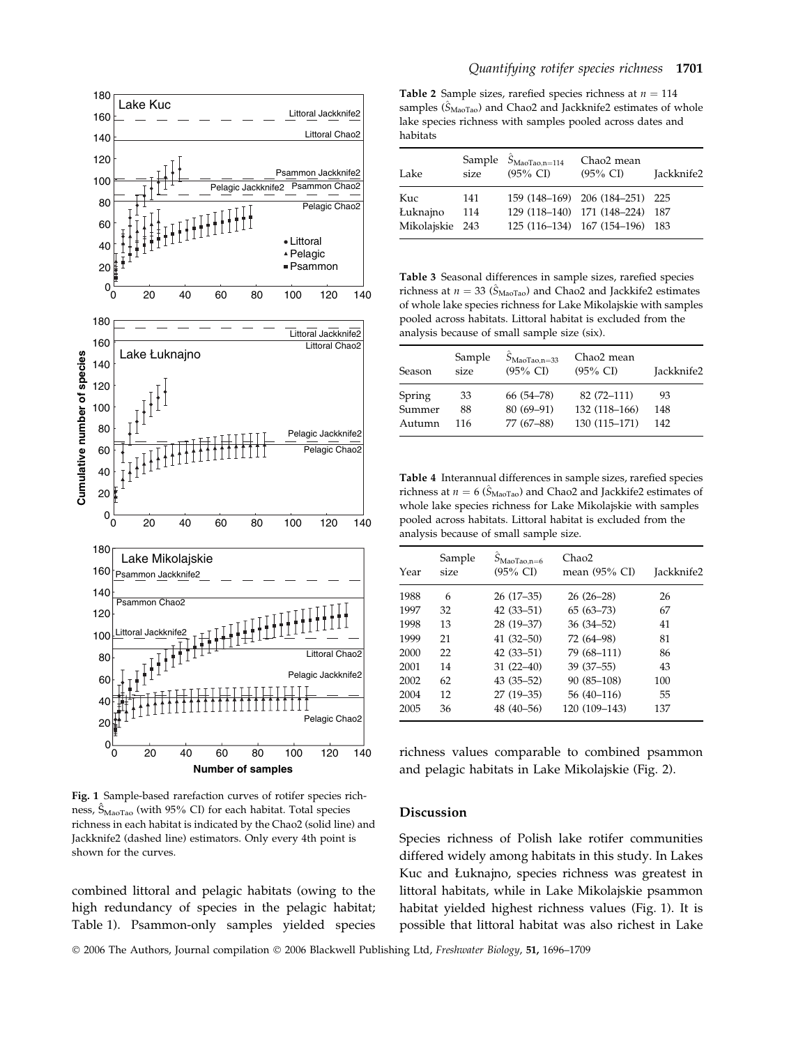Fig. 1 Sample-based rarefaction curves of rotifer species richness, $\hat{S}_{MaoTao}$ (with 95% CI) for each habitat. Total species richness in each habitat is indicated by the Chao2 (solid line) and Jackknife2 (dashed line) estimators. Only every 4th point is shown for the curves.

combined littoral and pelagic habitats (owing to the high redundancy of species in the pelagic habitat; Table 1). Psammon-only samples yielded species richness values comparable to combined psammon and pelagic habitats in Lake Mikolajskie (Fig. 2).

**Table 2** Sample sizes, rarefied species richness at $n = 114$ samples ($\hat{S}_{MaoTao}$) and Chao2 and Jackknife2 estimates of whole lake species richness with samples pooled across dates and habitats

| Lake | Sample size | $\hat{S}_{MaoTao,n=114}$ (95% CI) | Chao2 mean (95% CI) | Jackknife2 |
|---|---|---|---|---|
| Kuc | 141 | 159 (148–169) | 206 (184–251) | 225 |
| Łuknajno | 114 | 129 (118–140) | 171 (148–224) | 187 |
| Mikolajskie | 243 | 125 (116–134) | 167 (154–196) | 183 |

**Table 3** Seasonal differences in sample sizes, rarefied species richness at $n = 33$ ($\hat{S}_{MaoTao}$) and Chao2 and Jackkife2 estimates of whole lake species richness for Lake Mikolajskie with samples pooled across habitats. Littoral habitat is excluded from the analysis because of small sample size (six).

| Season | Sample size | $\hat{S}_{MaoTao,n=33}$ (95% CI) | Chao2 mean (95% CI) | Jackknife2 |
|---|---|---|---|---|
| Spring | 33 | 66 (54–78) | 82 (72–111) | 93 |
| Summer | 88 | 80 (69–91) | 132 (118–166) | 148 |
| Autumn | 116 | 77 (67–88) | 130 (115–171) | 142 |

**Table 4** Interannual differences in sample sizes, rarefied species richness at $n = 6$ ($\hat{S}_{MaoTao}$) and Chao2 and Jackknife2 estimates of whole lake species richness for Lake Mikolajskie with samples pooled across habitats. Littoral habitat is excluded from the analysis because of small sample size.

| Year | Sample size | $\hat{S}_{MaoTao,n=6}$ (95% CI) | Chao2 mean (95% CI) | Jackknife2 |
|---|---|---|---|---|
| 1988 | 6 | 26 (17–35) | 26 (26–28) | 26 |
| 1997 | 32 | 42 (33–51) | 65 (63–73) | 67 |
| 1998 | 13 | 28 (19–37) | 36 (34–52) | 41 |
| 1999 | 21 | 41 (32–50) | 72 (64–98) | 81 |
| 2000 | 22 | 42 (33–51) | 79 (68–111) | 86 |
| 2001 | 14 | 31 (22–40) | 39 (37–55) | 43 |
| 2002 | 62 | 43 (35–52) | 90 (85–108) | 100 |
| 2004 | 12 | 27 (19–35) | 56 (40–116) | 55 |
| 2005 | 36 | 48 (40–56) | 120 (109–143) | 137 |

## Discussion

Species richness of Polish lake rotifer communities differed widely among habitats in this study. In Lakes Kuc and Łuknajno, species richness was greatest in littoral habitats, while in Lake Mikolajskie psammon habitat yielded highest richness values (Fig. 1). It is possible that littoral habitat was also richest in Lake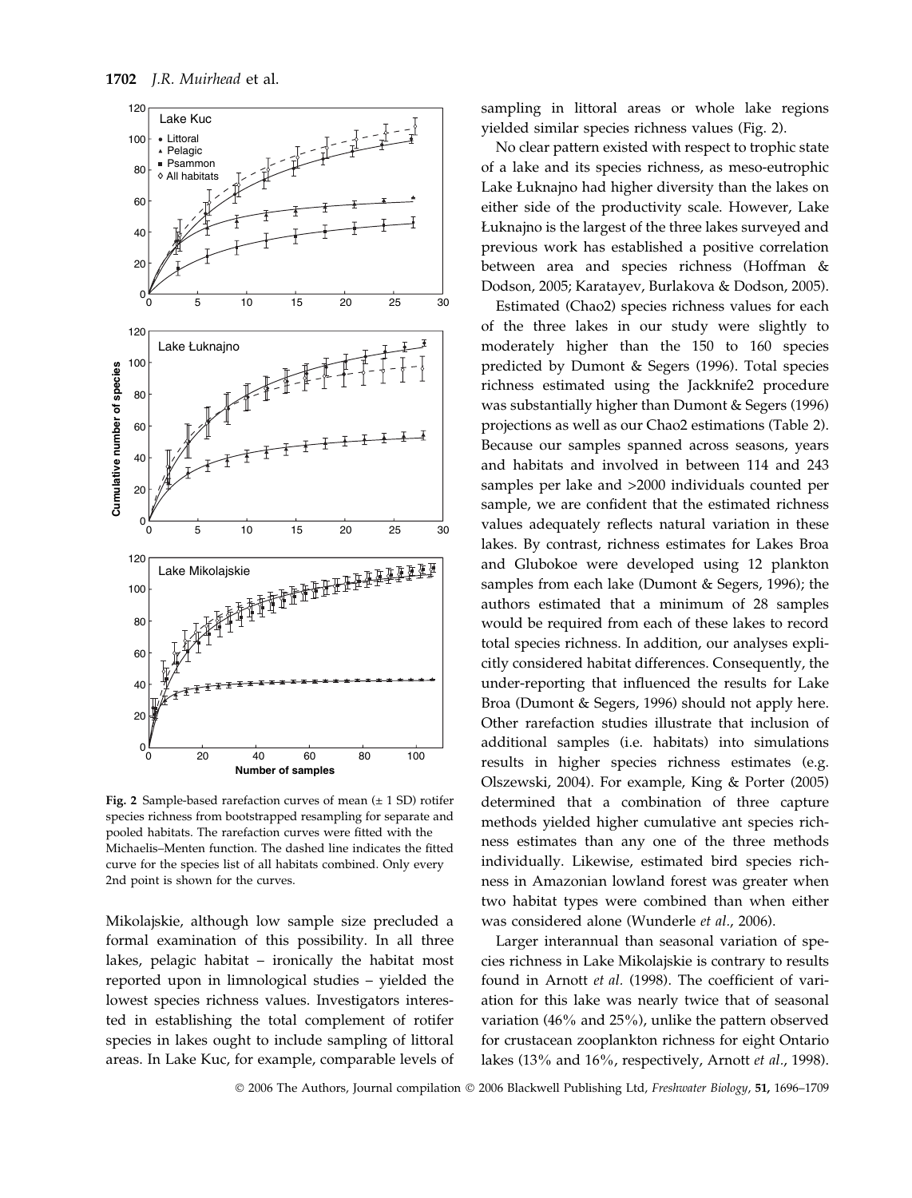Fig. 2 Sample-based rarefaction curves of mean (± 1 SD) rotifer species richness from bootstrapped resampling for separate and pooled habitats. The rarefaction curves were fitted with the Michaelis–Menten function. The dashed line indicates the fitted curve for the species list of all habitats combined. Only every 2nd point is shown for the curves.

Mikolajskie, although low sample size precluded a formal examination of this possibility. In all three lakes, pelagic habitat – ironically the habitat most reported upon in limnological studies – yielded the lowest species richness values. Investigators interested in establishing the total complement of rotifer species in lakes ought to include sampling of littoral areas. In Lake Kuc, for example, comparable levels of sampling in littoral areas or whole lake regions yielded similar species richness values (Fig. 2).

No clear pattern existed with respect to trophic state of a lake and its species richness, as meso-eutrophic Lake Łuknajno had higher diversity than the lakes on either side of the productivity scale. However, Lake Łuknajno is the largest of the three lakes surveyed and previous work has established a positive correlation between area and species richness (Hoffman & Dodson, 2005; Karatayev, Burlakova & Dodson, 2005).

Estimated (Chao2) species richness values for each of the three lakes in our study were slightly to moderately higher than the 150 to 160 species predicted by Dumont & Segers (1996). Total species richness estimated using the Jackknife2 procedure was substantially higher than Dumont & Segers (1996) projections as well as our Chao2 estimations (Table 2). Because our samples spanned across seasons, years and habitats and involved in between 114 and 243 samples per lake and >2000 individuals counted per sample, we are confident that the estimated richness values adequately reflects natural variation in these lakes. By contrast, richness estimates for Lakes Broa and Glubokoe were developed using 12 plankton samples from each lake (Dumont & Segers, 1996); the authors estimated that a minimum of 28 samples would be required from each of these lakes to record total species richness. In addition, our analyses explicitly considered habitat differences. Consequently, the under-reporting that influenced the results for Lake Broa (Dumont & Segers, 1996) should not apply here. Other rarefaction studies illustrate that inclusion of additional samples (i.e. habitats) into simulations results in higher species richness estimates (e.g. Olszewski, 2004). For example, King & Porter (2005) determined that a combination of three capture methods yielded higher cumulative ant species richness estimates than any one of the three methods individually. Likewise, estimated bird species richness in Amazonian lowland forest was greater when two habitat types were combined than when either was considered alone (Wunderle *et al.*, 2006).

Larger interannual than seasonal variation of species richness in Lake Mikolajskie is contrary to results found in Arnott *et al.* (1998). The coefficient of variation for this lake was nearly twice that of seasonal variation (46% and 25%), unlike the pattern observed for crustacean zooplankton richness for eight Ontario lakes (13% and 16%, respectively, Arnott *et al.*, 1998).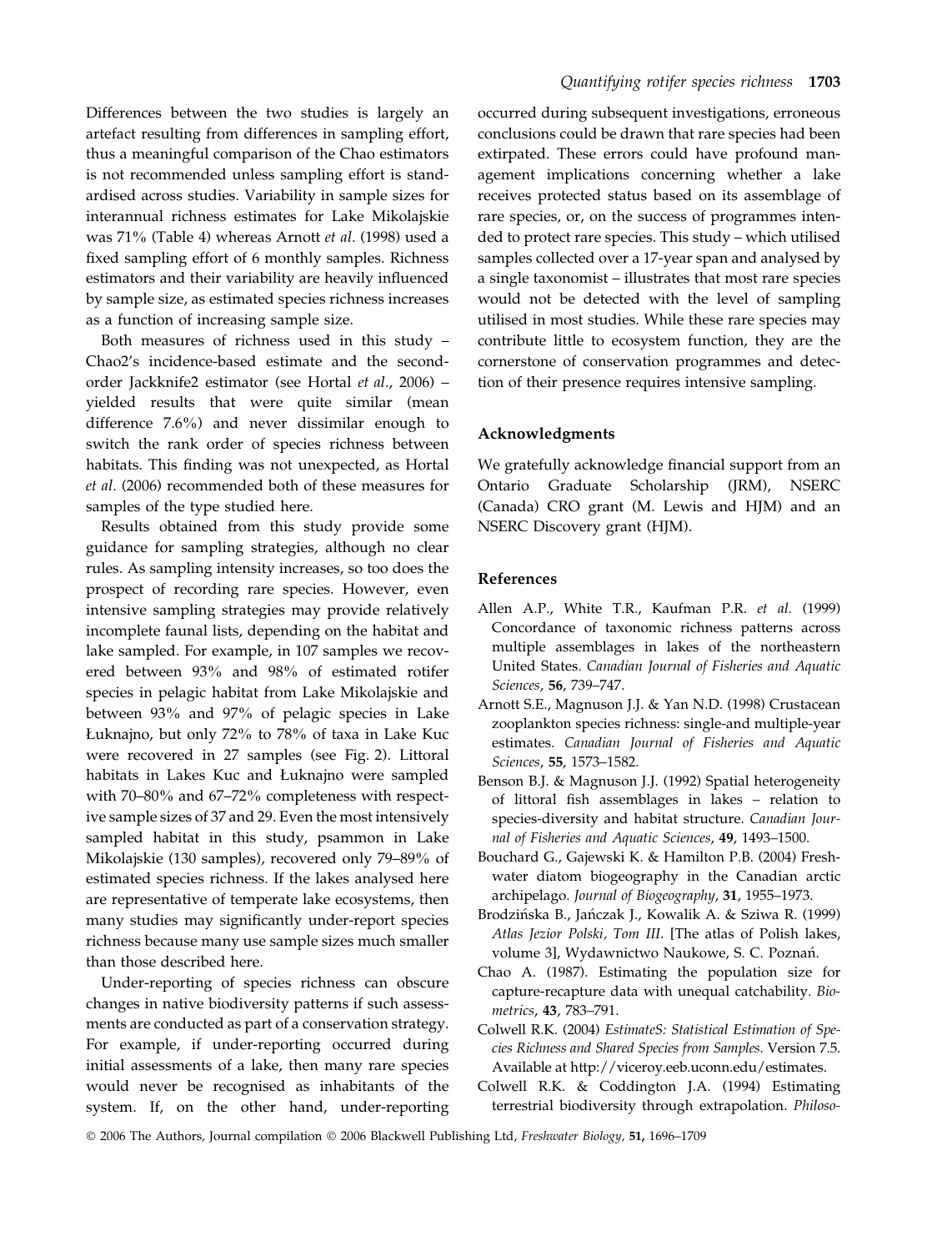Differences between the two studies is largely an artefact resulting from differences in sampling effort, thus a meaningful comparison of the Chao estimators is not recommended unless sampling effort is standardised across studies. Variability in sample sizes for interannual richness estimates for Lake Mikolajskie was 71% (Table 4) whereas Arnott *et al.* (1998) used a fixed sampling effort of 6 monthly samples. Richness estimators and their variability are heavily influenced by sample size, as estimated species richness increases as a function of increasing sample size.

Both measures of richness used in this study – Chao2's incidence-based estimate and the second-order Jackknife2 estimator (see Hortal *et al*., 2006) – yielded results that were quite similar (mean difference 7.6%) and never dissimilar enough to switch the rank order of species richness between habitats. This finding was not unexpected, as Hortal *et al*. (2006) recommended both of these measures for samples of the type studied here.

Results obtained from this study provide some guidance for sampling strategies, although no clear rules. As sampling intensity increases, so too does the prospect of recording rare species. However, even intensive sampling strategies may provide relatively incomplete faunal lists, depending on the habitat and lake sampled. For example, in 107 samples we recovered between 93% and 98% of estimated rotifer species in pelagic habitat from Lake Mikolajskie and between 93% and 97% of pelagic species in Lake Łuknajno, but only 72% to 78% of taxa in Lake Kuc were recovered in 27 samples (see Fig. 2). Littoral habitats in Lakes Kuc and Łuknajno were sampled with 70–80% and 67–72% completeness with respective sample sizes of 37 and 29. Even the most intensively sampled habitat in this study, psammon in Lake Mikolajskie (130 samples), recovered only 79–89% of estimated species richness. If the lakes analysed here are representative of temperate lake ecosystems, then many studies may significantly under-report species richness because many use sample sizes much smaller than those described here.

Under-reporting of species richness can obscure changes in native biodiversity patterns if such assessments are conducted as part of a conservation strategy. For example, if under-reporting occurred during initial assessments of a lake, then many rare species would never be recognised as inhabitants of the system. If, on the other hand, under-reporting occurred during subsequent investigations, erroneous conclusions could be drawn that rare species had been extirpated. These errors could have profound management implications concerning whether a lake receives protected status based on its assemblage of rare species, or, on the success of programmes intended to protect rare species. This study – which utilised samples collected over a 17-year span and analysed by a single taxonomist – illustrates that most rare species would not be detected with the level of sampling utilised in most studies. While these rare species may contribute little to ecosystem function, they are the cornerstone of conservation programmes and detection of their presence requires intensive sampling.

## Acknowledgments

We gratefully acknowledge financial support from an Ontario Graduate Scholarship (JRM), NSERC (Canada) CRO grant (M. Lewis and HJM) and an NSERC Discovery grant (HJM).

## References

Allen A.P., White T.R., Kaufman P.R. *et al.* (1999) Concordance of taxonomic richness patterns across multiple assemblages in lakes of the northeastern United States. *Canadian Journal of Fisheries and Aquatic Sciences*, **56**, 739–747.

Arnott S.E., Magnuson J.J. & Yan N.D. (1998) Crustacean zooplankton species richness: single-and multiple-year estimates. *Canadian Journal of Fisheries and Aquatic Sciences*, **55**, 1573–1582.

Benson B.J. & Magnuson J.J. (1992) Spatial heterogeneity of littoral fish assemblages in lakes – relation to species-diversity and habitat structure. *Canadian Journal of Fisheries and Aquatic Sciences*, **49**, 1493–1500.

Bouchard G., Gajewski K. & Hamilton P.B. (2004) Freshwater diatom biogeography in the Canadian arctic archipelago. *Journal of Biogeography*, **31**, 1955–1973.

Brodzińska B., Jańczak J., Kowalik A. & Sziwa R. (1999) *Atlas Jezior Polski, Tom III*. [The atlas of Polish lakes, volume 3], Wydawnictwo Naukowe, S. C. Poznań.

Chao A. (1987). Estimating the population size for capture-recapture data with unequal catchability. *Biometrics*, **43**, 783–791.

Colwell R.K. (2004) *EstimateS: Statistical Estimation of Species Richness and Shared Species from Samples*. Version 7.5. Available at http://viceroy.eeb.uconn.edu/estimates.

Colwell R.K. & Coddington J.A. (1994) Estimating terrestrial biodiversity through extrapolation. *Philoso-*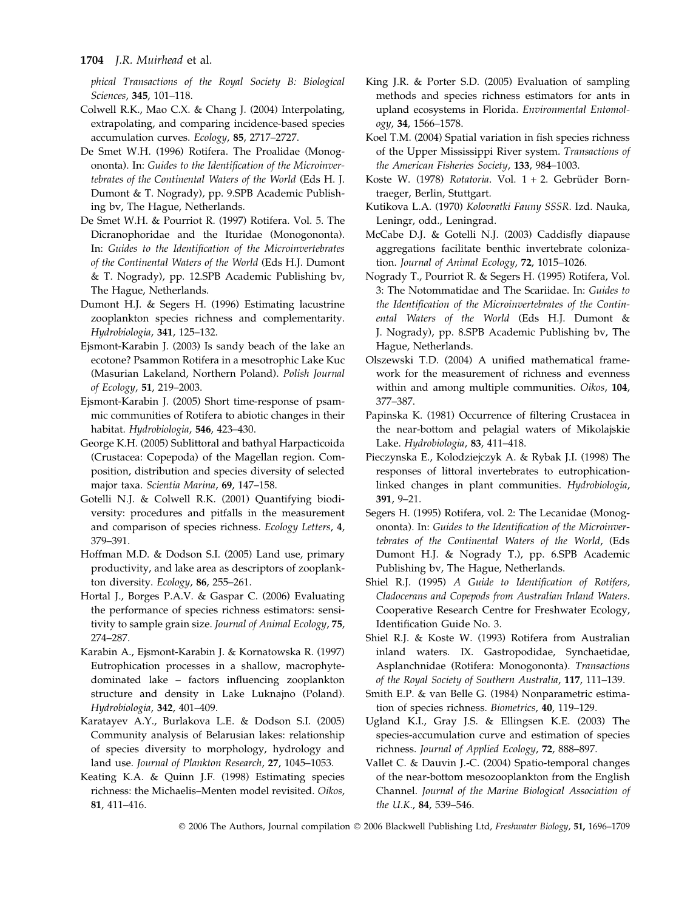*phical Transactions of the Royal Society B: Biological Sciences*, **345**, 101–118.

Colwell R.K., Mao C.X. & Chang J. (2004) Interpolating, extrapolating, and comparing incidence-based species accumulation curves. *Ecology*, **85**, 2717–2727.

De Smet W.H. (1996) Rotifera. The Proalidae (Monogononta). In: *Guides to the Identification of the Microinvertebrates of the Continental Waters of the World* (Eds H. J. Dumont & T. Nogrady), pp. 9.SPB Academic Publishing bv, The Hague, Netherlands.

De Smet W.H. & Pourriot R. (1997) Rotifera. Vol. 5. The Dicranophoridae and the Ituridae (Monogononta). In: *Guides to the Identification of the Microinvertebrates of the Continental Waters of the World* (Eds H.J. Dumont & T. Nogrady), pp. 12.SPB Academic Publishing bv, The Hague, Netherlands.

Dumont H.J. & Segers H. (1996) Estimating lacustrine zooplankton species richness and complementarity. *Hydrobiologia*, **341**, 125–132.

Ejsmont-Karabin J. (2003) Is sandy beach of the lake an ecotone? Psammon Rotifera in a mesotrophic Lake Kuc (Masurian Lakeland, Northern Poland). *Polish Journal of Ecology*, **51**, 219–2003.

Ejsmont-Karabin J. (2005) Short time-response of psammic communities of Rotifera to abiotic changes in their habitat. *Hydrobiologia*, **546**, 423–430.

George K.H. (2005) Sublittoral and bathyal Harpacticoida (Crustacea: Copepoda) of the Magellan region. Composition, distribution and species diversity of selected major taxa. *Scientia Marina*, **69**, 147–158.

Gotelli N.J. & Colwell R.K. (2001) Quantifying biodiversity: procedures and pitfalls in the measurement and comparison of species richness. *Ecology Letters*, **4**, 379–391.

Hoffman M.D. & Dodson S.I. (2005) Land use, primary productivity, and lake area as descriptors of zooplankton diversity. *Ecology*, **86**, 255–261.

Hortal J., Borges P.A.V. & Gaspar C. (2006) Evaluating the performance of species richness estimators: sensitivity to sample grain size. *Journal of Animal Ecology*, **75**, 274–287.

Karabin A., Ejsmont-Karabin J. & Kornatowska R. (1997) Eutrophication processes in a shallow, macrophyte-dominated lake – factors influencing zooplankton structure and density in Lake Luknajno (Poland). *Hydrobiologia*, **342**, 401–409.

Karatayev A.Y., Burlakova L.E. & Dodson S.I. (2005) Community analysis of Belarusian lakes: relationship of species diversity to morphology, hydrology and land use. *Journal of Plankton Research*, **27**, 1045–1053.

Keating K.A. & Quinn J.F. (1998) Estimating species richness: the Michaelis–Menten model revisited. *Oikos*, **81**, 411–416.

King J.R. & Porter S.D. (2005) Evaluation of sampling methods and species richness estimators for ants in upland ecosystems in Florida. *Environmental Entomology*, **34**, 1566–1578.

Koel T.M. (2004) Spatial variation in fish species richness of the Upper Mississippi River system. *Transactions of the American Fisheries Society*, **133**, 984–1003.

Koste W. (1978) *Rotatoria*. Vol. 1 + 2. Gebrüder Borntraeger, Berlin, Stuttgart.

Kutikova L.A. (1970) *Kolovratki Fauny SSSR*. Izd. Nauka, Leningr, odd., Leningrad.

McCabe D.J. & Gotelli N.J. (2003) Caddisfly diapause aggregations facilitate benthic invertebrate colonization. *Journal of Animal Ecology*, **72**, 1015–1026.

Nogrady T., Pourriot R. & Segers H. (1995) Rotifera, Vol. 3: The Notommatidae and The Scariidae. In: *Guides to the Identification of the Microinvertebrates of the Continental Waters of the World* (Eds H.J. Dumont & J. Nogrady), pp. 8.SPB Academic Publishing bv, The Hague, Netherlands.

Olszewski T.D. (2004) A unified mathematical framework for the measurement of richness and evenness within and among multiple communities. *Oikos*, **104**, 377–387.

Papinska K. (1981) Occurrence of filtering Crustacea in the near-bottom and pelagial waters of Mikolajskie Lake. *Hydrobiologia*, **83**, 411–418.

Pieczynska E., Kolodziejczyk A. & Rybak J.I. (1998) The responses of littoral invertebrates to eutrophication-linked changes in plant communities. *Hydrobiologia*, **391**, 9–21.

Segers H. (1995) Rotifera, vol. 2: The Lecanidae (Monogononta). In: *Guides to the Identification of the Microinvertebrates of the Continental Waters of the World*, (Eds Dumont H.J. & Nogrady T.), pp. 6.SPB Academic Publishing bv, The Hague, Netherlands.

Shiel R.J. (1995) *A Guide to Identification of Rotifers, Cladocerans and Copepods from Australian Inland Waters*. Cooperative Research Centre for Freshwater Ecology, Identification Guide No. 3.

Shiel R.J. & Koste W. (1993) Rotifera from Australian inland waters. IX. Gastropodidae, Synchaetidae, Asplanchnidae (Rotifera: Monogononta). *Transactions of the Royal Society of Southern Australia*, **117**, 111–139.

Smith E.P. & van Belle G. (1984) Nonparametric estimation of species richness. *Biometrics*, **40**, 119–129.

Ugland K.I., Gray J.S. & Ellingsen K.E. (2003) The species-accumulation curve and estimation of species richness. *Journal of Applied Ecology*, **72**, 888–897.

Vallet C. & Dauvin J.-C. (2004) Spatio-temporal changes of the near-bottom mesozooplankton from the English Channel. *Journal of the Marine Biological Association of the U.K.*, **84**, 539–546.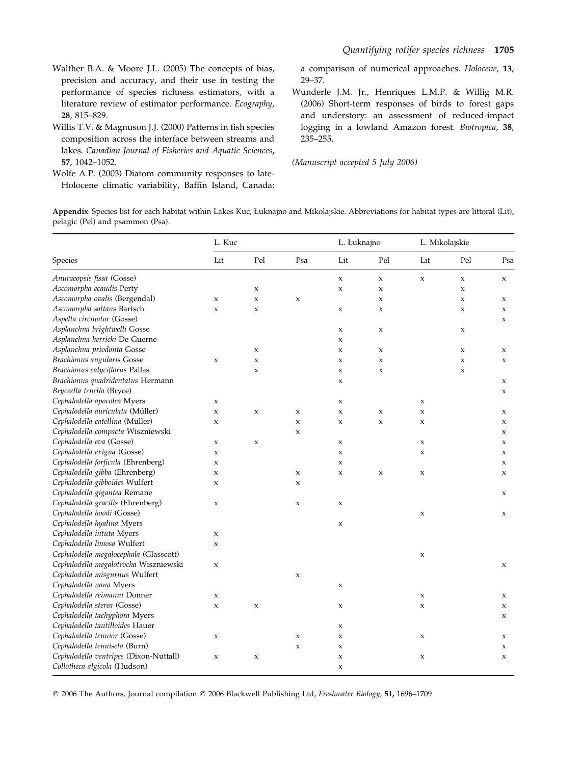Walther B.A. & Moore J.L. (2005) The concepts of bias, precision and accuracy, and their use in testing the performance of species richness estimators, with a literature review of estimator performance. *Ecography*, **28**, 815–829.

Willis T.V. & Magnuson J.J. (2000) Patterns in fish species composition across the interface between streams and lakes. *Canadian Journal of Fisheries and Aquatic Sciences*, **57**, 1042–1052.

Wolfe A.P. (2003) Diatom community responses to late-Holocene climatic variability, Baffin Island, Canada: a comparison of numerical approaches. *Holocene*, **13**, 29–37.

Wunderle J.M. Jr., Henriques L.M.P. & Willig M.R. (2006) Short-term responses of birds to forest gaps and understory: an assessment of reduced-impact logging in a lowland Amazon forest. *Biotropica*, **38**, 235–255.

*(Manuscript accepted 5 July 2006)*

**Appendix** Species list for each habitat within Lakes Kuc, Łuknajno and Mikolajskie. Abbreviations for habitat types are littoral (Lit), pelagic (Pel) and psammon (Psa).

| | L. Kuc | | | L. Łuknajno | | L. Mikolajskie | | |
|---|---|---|---|---|---|---|---|---|
| Species | Lit | Pel | Psa | Lit | Pel | Lit | Pel | Psa |
| *Anuraeopsis fissa* (Gosse) | | | | x | x | x | x | x |
| *Ascomorpha ecaudis* Perty | | x | | x | x | | x | |
| *Ascomorpha ovalis* (Bergendal) | x | x | x | | x | | x | x |
| *Ascomorpha saltans* Bartsch | x | x | | x | x | | x | x |
| *Aspelta circinator* (Gosse) | | | | | | | | x |
| *Asplanchna brightwelli* Gosse | | | | x | x | | x | |
| *Asplanchna herricki* De Guerne | | | | x | | | | |
| *Asplanchna priodonta* Gosse | | x | | x | x | | x | x |
| *Brachionus angularis* Gosse | x | x | | x | x | | x | x |
| *Brachionus calyciflorus* Pallas | | x | | x | x | | x | |
| *Brachionus quadridentatus* Hermann | | | | x | | | | x |
| *Bryceella tenella* (Bryce) | | | | | | | | x |
| *Cephalodella apocolea* Myers | x | | | x | | x | | |
| *Cephalodella auriculata* (Müller) | x | x | x | x | x | x | | x |
| *Cephalodella catellina* (Müller) | x | | x | x | x | x | | x |
| *Cephalodella compacta* Wiszniewski | | | x | | | | | x |
| *Cephalodella eva* (Gosse) | x | x | | x | | x | | x |
| *Cephalodella exigua* (Gosse) | x | | | x | | x | | x |
| *Cephalodella forficula* (Ehrenberg) | x | | | x | | | | x |
| *Cephalodella gibba* (Ehrenberg) | x | | x | x | x | x | | x |
| *Cephalodella gibboides* Wulfert | x | | x | | | | | |
| *Cephalodella gigantea* Remane | | | | | | | | x |
| *Cephalodella gracilis* (Ehrenberg) | x | | x | x | | | | |
| *Cephalodella hoodi* (Gosse) | | | | | | x | | x |
| *Cephalodella hyalina* Myers | | | | x | | | | |
| *Cephalodella intuta* Myers | x | | | | | | | |
| *Cephalodella limosa* Wulfert | x | | | | | | | |
| *Cephalodella megalocephala* (Glasscott) | | | | | | x | | |
| *Cephalodella megalotrocha* Wiszniewski | x | | | | | | | x |
| *Cephalodella misgurnus* Wulfert | | | x | | | | | |
| *Cephalodella nana* Myers | | | | x | | | | |
| *Cephalodella reimanni* Donner | x | | | | | x | | x |
| *Cephalodella sterea* (Gosse) | x | x | | x | | x | | x |
| *Cephalodella tachyphora* Myers | | | | | | | | x |
| *Cephalodella tantilloides* Hauer | | | | x | | | | |
| *Cephalodella tenuior* (Gosse) | x | | x | x | | x | | x |
| *Cephalodella tenuiseta* (Burn) | | | x | x | | | | x |
| *Cephalodella ventripes* (Dixon-Nuttall) | x | x | | x | | x | | x |
| *Collotheca algicola* (Hudson) | | | | x | | | | |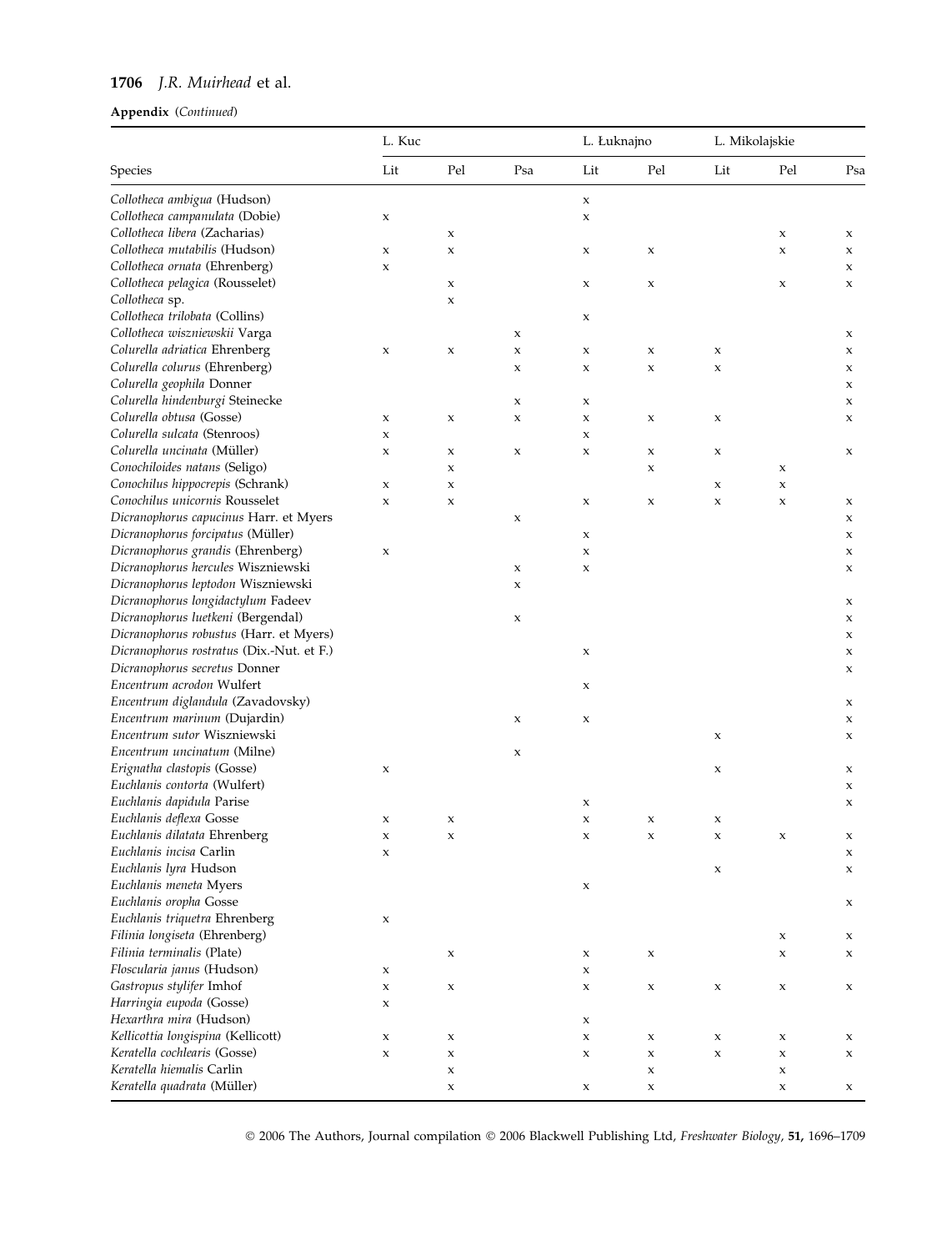**Appendix** (*Continued*)

| Species | L. Kuc | | | L. Łuknajno | | L. Mikolajskie | | |
|---|---|---|---|---|---|---|---|---|
| | Lit | Pel | Psa | Lit | Pel | Lit | Pel | Psa |
| *Collotheca ambigua* (Hudson) | | | | x | | | | |
| *Collotheca campanulata* (Dobie) | x | | | x | | | | |
| *Collotheca libera* (Zacharias) | | x | | | | | x | x |
| *Collotheca mutabilis* (Hudson) | x | x | | x | x | | x | x |
| *Collotheca ornata* (Ehrenberg) | x | | | | | | | x |
| *Collotheca pelagica* (Rousselet) | | x | | x | x | | x | x |
| *Collotheca* sp. | | x | | | | | | |
| *Collotheca trilobata* (Collins) | | | | x | | | | |
| *Collotheca wiszniewskii* Varga | | | x | | | | | x |
| *Colurella adriatica* Ehrenberg | x | x | x | x | x | x | | x |
| *Colurella colurus* (Ehrenberg) | | | x | x | x | x | | x |
| *Colurella geophila* Donner | | | | | | | | x |
| *Colurella hindenburgi* Steinecke | | | x | x | | | | x |
| *Colurella obtusa* (Gosse) | x | x | x | x | x | x | | x |
| *Colurella sulcata* (Stenroos) | x | | | x | | | | |
| *Colurella uncinata* (Müller) | x | x | x | x | x | x | | x |
| *Conochiloides natans* (Seligo) | | x | | | x | | x | |
| *Conochilus hippocrepis* (Schrank) | x | x | | | | x | x | |
| *Conochilus unicornis* Rousselet | x | x | | x | x | x | x | x |
| *Dicranophorus capucinus* Harr. et Myers | | | x | | | | | x |
| *Dicranophorus forcipatus* (Müller) | | | | x | | | | x |
| *Dicranophorus grandis* (Ehrenberg) | x | | | x | | | | x |
| *Dicranophorus hercules* Wiszniewski | | | x | x | | | | x |
| *Dicranophorus leptodon* Wiszniewski | | | x | | | | | |
| *Dicranophorus longidactylum* Fadeev | | | | | | | | x |
| *Dicranophorus luetkeni* (Bergendal) | | | x | | | | | x |
| *Dicranophorus robustus* (Harr. et Myers) | | | | | | | | x |
| *Dicranophorus rostratus* (Dix.-Nut. et F.) | | | | x | | | | x |
| *Dicranophorus secretus* Donner | | | | | | | | x |
| *Encentrum acrodon* Wulfert | | | | x | | | | |
| *Encentrum diglandula* (Zavadovsky) | | | | | | | | x |
| *Encentrum marinum* (Dujardin) | | | x | x | | | | x |
| *Encentrum sutor* Wiszniewski | | | | | | x | | x |
| *Encentrum uncinatum* (Milne) | | | x | | | | | |
| *Erignatha clastopis* (Gosse) | x | | | | | x | | x |
| *Euchlanis contorta* (Wulfert) | | | | | | | | x |
| *Euchlanis dapidula* Parise | | | | x | | | | x |
| *Euchlanis deflexa* Gosse | x | x | | x | x | x | | |
| *Euchlanis dilatata* Ehrenberg | x | x | | x | x | x | x | x |
| *Euchlanis incisa* Carlin | x | | | | | | | x |
| *Euchlanis lyra* Hudson | | | | | | x | | x |
| *Euchlanis meneta* Myers | | | | x | | | | |
| *Euchlanis oropha* Gosse | | | | | | | | x |
| *Euchlanis triquetra* Ehrenberg | x | | | | | | | |
| *Filinia longiseta* (Ehrenberg) | | | | | | | x | x |
| *Filinia terminalis* (Plate) | | x | | x | x | | x | x |
| *Floscularia janus* (Hudson) | x | | | x | | | | |
| *Gastropus stylifer* Imhof | x | x | | x | x | x | x | x |
| *Harringia eupoda* (Gosse) | x | | | | | | | |
| *Hexarthra mira* (Hudson) | | | | x | | | | |
| *Kellicottia longispina* (Kellicott) | x | x | | x | x | x | x | x |
| *Keratella cochlearis* (Gosse) | x | x | | x | x | x | x | x |
| *Keratella hiemalis* Carlin | | x | | | x | | x | |
| *Keratella quadrata* (Müller) | | x | | x | x | | x | x |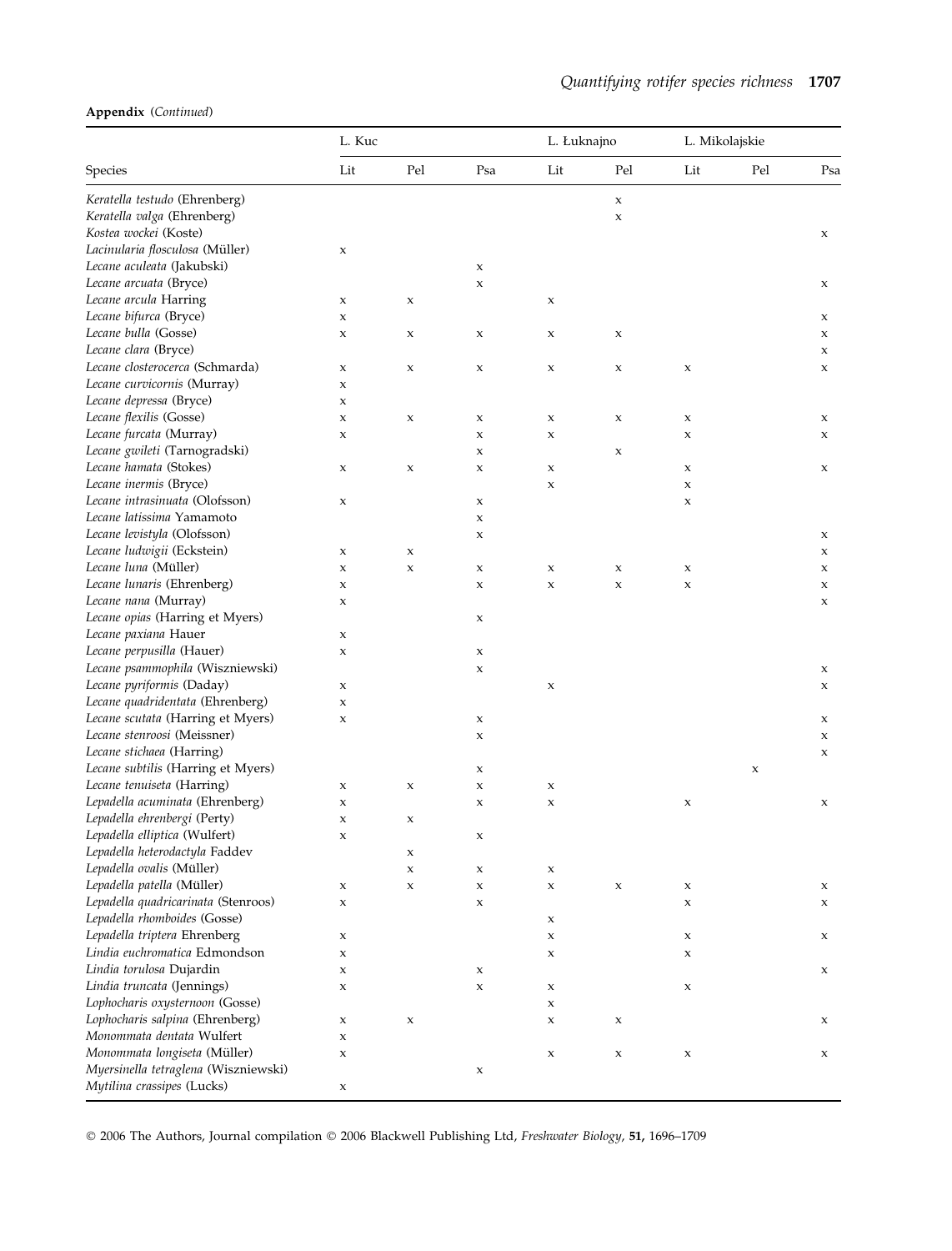**Appendix** (*Continued*)

| Species | L. Kuc | | | L. Łuknajno | | L. Mikolajskie | | |
|---|---|---|---|---|---|---|---|---|
| | Lit | Pel | Psa | Lit | Pel | Lit | Pel | Psa |
| *Keratella testudo* (Ehrenberg) | | | | | x | | | |
| *Keratella valga* (Ehrenberg) | | | | | x | | | |
| *Kostea wockei* (Koste) | | | | | | | | x |
| *Lacinularia flosculosa* (Müller) | x | | | | | | | |
| *Lecane aculeata* (Jakubski) | | | x | | | | | |
| *Lecane arcuata* (Bryce) | | | x | | | | | x |
| *Lecane arcula* Harring | x | x | | x | | | | |
| *Lecane bifurca* (Bryce) | x | | | | | | | x |
| *Lecane bulla* (Gosse) | x | x | x | x | x | | | x |
| *Lecane clara* (Bryce) | | | | | | | | x |
| *Lecane closterocerca* (Schmarda) | x | x | x | x | x | x | | x |
| *Lecane curvicornis* (Murray) | x | | | | | | | |
| *Lecane depressa* (Bryce) | x | | | | | | | |
| *Lecane flexilis* (Gosse) | x | x | x | x | x | x | | x |
| *Lecane furcata* (Murray) | x | | x | x | | x | | x |
| *Lecane gwileti* (Tarnogradski) | | | x | | x | | | |
| *Lecane hamata* (Stokes) | x | x | x | x | | x | | x |
| *Lecane inermis* (Bryce) | | | | x | | x | | |
| *Lecane intrasinuata* (Olofsson) | x | | x | | | x | | |
| *Lecane latissima* Yamamoto | | | x | | | | | |
| *Lecane levistyla* (Olofsson) | | | x | | | | | x |
| *Lecane ludwigii* (Eckstein) | x | x | | | | | | x |
| *Lecane luna* (Müller) | x | x | x | x | x | x | | x |
| *Lecane lunaris* (Ehrenberg) | x | | x | x | x | x | | x |
| *Lecane nana* (Murray) | x | | | | | | | x |
| *Lecane opias* (Harring et Myers) | | | x | | | | | |
| *Lecane paxiana* Hauer | x | | | | | | | |
| *Lecane perpusilla* (Hauer) | x | | x | | | | | |
| *Lecane psammophila* (Wiszniewski) | | | x | | | | | x |
| *Lecane pyriformis* (Daday) | x | | | x | | | | x |
| *Lecane quadridentata* (Ehrenberg) | x | | | | | | | |
| *Lecane scutata* (Harring et Myers) | x | | x | | | | | x |
| *Lecane stenroosi* (Meissner) | | | x | | | | | x |
| *Lecane stichaea* (Harring) | | | | | | | | x |
| *Lecane subtilis* (Harring et Myers) | | | x | | | | x | |
| *Lecane tenuiseta* (Harring) | x | x | x | x | | | | |
| *Lepadella acuminata* (Ehrenberg) | x | | x | x | | x | | x |
| *Lepadella ehrenbergi* (Perty) | x | x | | | | | | |
| *Lepadella elliptica* (Wulfert) | x | | x | | | | | |
| *Lepadella heterodactyla* Faddev | | x | | | | | | |
| *Lepadella ovalis* (Müller) | | x | x | x | | | | |
| *Lepadella patella* (Müller) | x | x | x | x | x | x | | x |
| *Lepadella quadricarinata* (Stenroos) | x | | x | | | x | | x |
| *Lepadella rhomboides* (Gosse) | | | | x | | | | |
| *Lepadella triptera* Ehrenberg | x | | | x | | x | | x |
| *Lindia euchromatica* Edmondson | x | | | x | | x | | |
| *Lindia torulosa* Dujardin | x | | x | | | | | x |
| *Lindia truncata* (Jennings) | x | | x | x | | x | | |
| *Lophocharis oxysternoon* (Gosse) | | | | x | | | | |
| *Lophocharis salpina* (Ehrenberg) | x | x | | x | x | | | x |
| *Monommata dentata* Wulfert | x | | | | | | | |
| *Monommata longiseta* (Müller) | x | | | x | x | x | | x |
| *Myersinella tetraglena* (Wiszniewski) | | | x | | | | | |
| *Mytilina crassipes* (Lucks) | x | | | | | | | |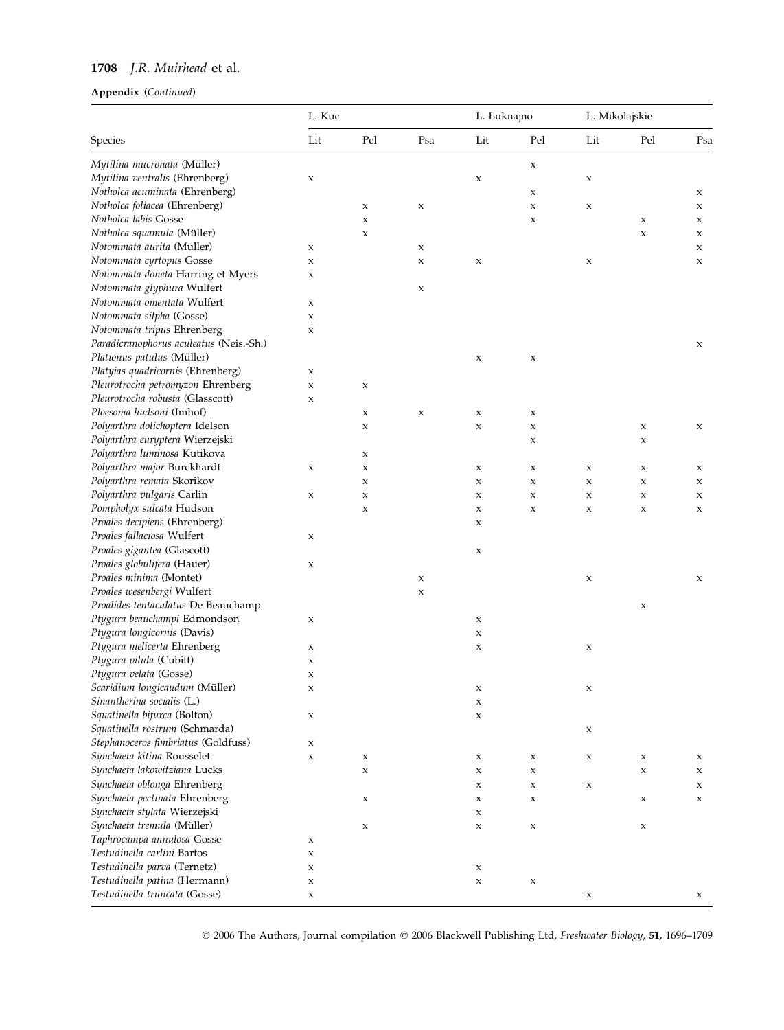**Appendix** (*Continued*)

| Species | L. Kuc | | | L. Łuknajno | | L. Mikolajskie | | |
|---|---|---|---|---|---|---|---|---|
| | Lit | Pel | Psa | Lit | Pel | Lit | Pel | Psa |
| *Mytilina mucronata* (Müller) | | | | | x | | | |
| *Mytilina ventralis* (Ehrenberg) | x | | | x | | x | | |
| *Notholca acuminata* (Ehrenberg) | | | | | x | | | x |
| *Notholca foliacea* (Ehrenberg) | | x | x | | x | x | | x |
| *Notholca labis* Gosse | | x | | | x | | x | x |
| *Notholca squamula* (Müller) | | x | | | | | x | x |
| *Notommata aurita* (Müller) | x | | x | | | | | x |
| *Notommata cyrtopus* Gosse | x | | x | x | | x | | x |
| *Notommata doneta* Harring et Myers | x | | | | | | | |
| *Notommata glyphura* Wulfert | | | x | | | | | |
| *Notommata omentata* Wulfert | x | | | | | | | |
| *Notommata silpha* (Gosse) | x | | | | | | | |
| *Notommata tripus* Ehrenberg | x | | | | | | | |
| *Paradicranophorus aculeatus* (Neis.-Sh.) | | | | | | | | x |
| *Plationus patulus* (Müller) | | | | x | x | | | |
| *Platyias quadricornis* (Ehrenberg) | x | | | | | | | |
| *Pleurotrocha petromyzon* Ehrenberg | x | x | | | | | | |
| *Pleurotrocha robusta* (Glasscott) | x | | | | | | | |
| *Ploesoma hudsoni* (Imhof) | | x | x | x | x | | | |
| *Polyarthra dolichoptera* Idelson | | x | | x | x | | x | x |
| *Polyarthra euryptera* Wierzejski | | | | | x | | x | |
| *Polyarthra luminosa* Kutikova | | x | | | | | | |
| *Polyarthra major* Burckhardt | x | x | | x | x | x | x | x |
| *Polyarthra remata* Skorikov | | x | | x | x | x | x | x |
| *Polyarthra vulgaris* Carlin | x | x | | x | x | x | x | x |
| *Pompholyx sulcata* Hudson | | x | | x | x | x | x | x |
| *Proales decipiens* (Ehrenberg) | | | | x | | | | |
| *Proales fallaciosa* Wulfert | x | | | | | | | |
| *Proales gigantea* (Glascott) | | | | x | | | | |
| *Proales globulifera* (Hauer) | x | | | | | | | |
| *Proales minima* (Montet) | | | x | | | x | | x |
| *Proales wesenbergi* Wulfert | | | x | | | | | |
| *Proalides tentaculatus* De Beauchamp | | | | | | | x | |
| *Ptygura beauchampi* Edmondson | x | | | x | | | | |
| *Ptygura longicornis* (Davis) | | | | x | | | | |
| *Ptygura melicerta* Ehrenberg | x | | | x | | x | | |
| *Ptygura pilula* (Cubitt) | x | | | | | | | |
| *Ptygura velata* (Gosse) | x | | | | | | | |
| *Scaridium longicaudum* (Müller) | x | | | x | | x | | |
| *Sinantherina socialis* (L.) | | | | x | | | | |
| *Squatinella bifurca* (Bolton) | x | | | x | | | | |
| *Squatinella rostrum* (Schmarda) | | | | | | x | | |
| *Stephanoceros fimbriatus* (Goldfuss) | x | | | | | | | |
| *Synchaeta kitina* Rousselet | x | x | | x | x | x | x | x |
| *Synchaeta lakowitziana* Lucks | | x | | x | x | | x | x |
| *Synchaeta oblonga* Ehrenberg | | | | x | x | x | | x |
| *Synchaeta pectinata* Ehrenberg | | x | | x | x | | x | x |
| *Synchaeta stylata* Wierzejski | | | | x | | | | |
| *Synchaeta tremula* (Müller) | | x | | x | x | | x | |
| *Taphrocampa annulosa* Gosse | x | | | | | | | |
| *Testudinella carlini* Bartos | x | | | | | | | |
| *Testudinella parva* (Ternetz) | x | | | x | | | | |
| *Testudinella patina* (Hermann) | x | | | x | x | | | |
| *Testudinella truncata* (Gosse) | x | | | | | x | | x |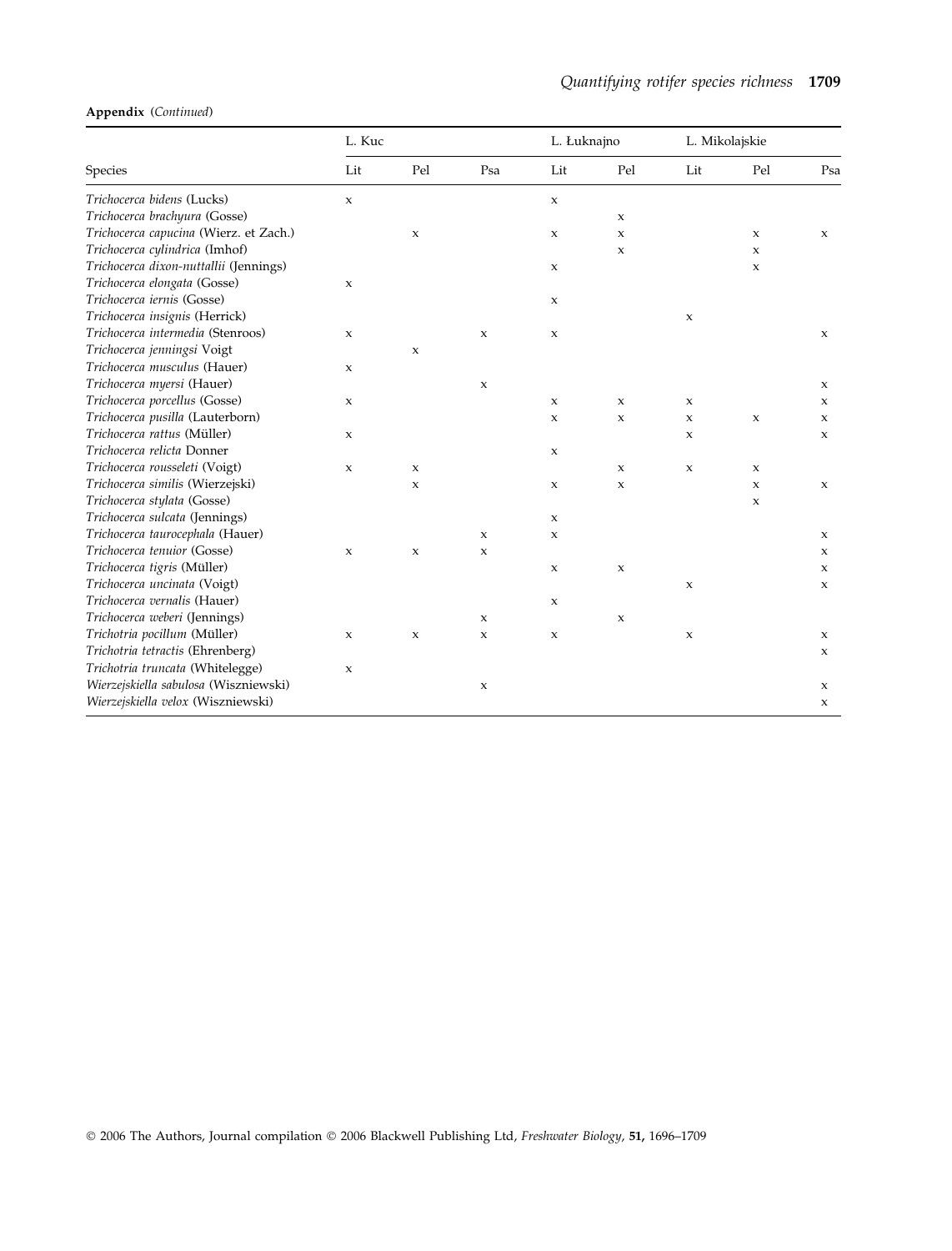**Appendix** (*Continued*)

| Species | L. Kuc | | | L. Łuknajno | | L. Mikolajskie | | |
|---|---|---|---|---|---|---|---|---|
| | Lit | Pel | Psa | Lit | Pel | Lit | Pel | Psa |
| *Trichocerca bidens* (Lucks) | x | | | x | | | | |
| *Trichocerca brachyura* (Gosse) | | | | | x | | | |
| *Trichocerca capucina* (Wierz. et Zach.) | | x | | x | x | | x | x |
| *Trichocerca cylindrica* (Imhof) | | | | | x | | x | |
| *Trichocerca dixon-nuttallii* (Jennings) | | | | x | | | x | |
| *Trichocerca elongata* (Gosse) | x | | | | | | | |
| *Trichocerca iernis* (Gosse) | | | | x | | | | |
| *Trichocerca insignis* (Herrick) | | | | | | x | | |
| *Trichocerca intermedia* (Stenroos) | x | | x | x | | | | x |
| *Trichocerca jenningsi* Voigt | | x | | | | | | |
| *Trichocerca musculus* (Hauer) | x | | | | | | | |
| *Trichocerca myersi* (Hauer) | | | x | | | | | x |
| *Trichocerca porcellus* (Gosse) | x | | | x | x | x | | x |
| *Trichocerca pusilla* (Lauterborn) | | | | x | x | x | x | x |
| *Trichocerca rattus* (Müller) | x | | | | | x | | x |
| *Trichocerca relicta* Donner | | | | x | | | | |
| *Trichocerca rousseleti* (Voigt) | x | x | | | x | x | x | |
| *Trichocerca similis* (Wierzejski) | | x | | x | x | | x | x |
| *Trichocerca stylata* (Gosse) | | | | | | | x | |
| *Trichocerca sulcata* (Jennings) | | | | x | | | | |
| *Trichocerca taurocephala* (Hauer) | | | x | x | | | | x |
| *Trichocerca tenuior* (Gosse) | x | x | x | | | | | x |
| *Trichocerca tigris* (Müller) | | | | x | x | | | x |
| *Trichocerca uncinata* (Voigt) | | | | | | x | | x |
| *Trichocerca vernalis* (Hauer) | | | | x | | | | |
| *Trichocerca weberi* (Jennings) | | | x | | x | | | |
| *Trichotria pocillum* (Müller) | x | x | x | x | | x | | x |
| *Trichotria tetractis* (Ehrenberg) | | | | | | | | x |
| *Trichotria truncata* (Whitelegge) | x | | | | | | | |
| *Wierzejskiella sabulosa* (Wiszniewski) | | | x | | | | | x |
| *Wierzejskiella velox* (Wiszniewski) | | | | | | | | x |